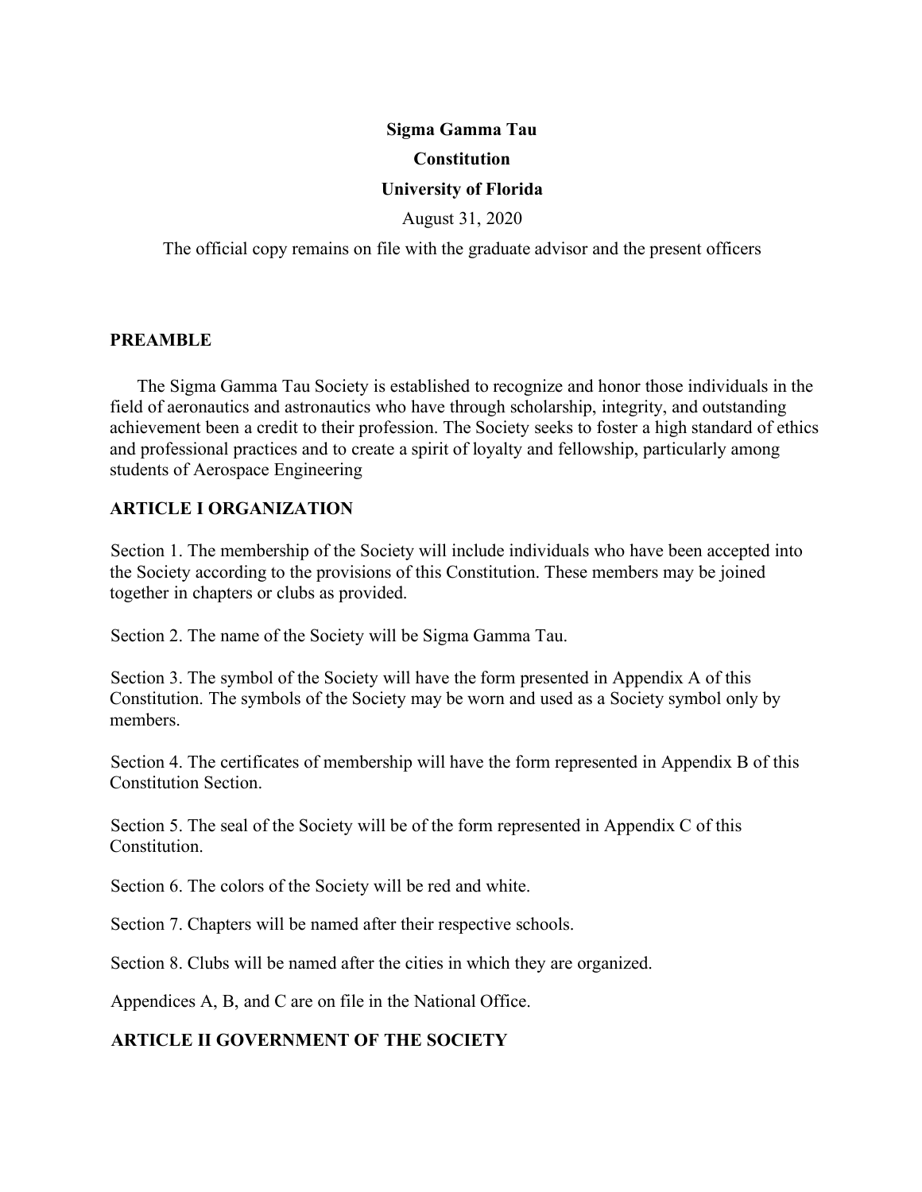**Sigma Gamma Tau**

**Constitution**

**University of Florida**

August 31, 2020

The official copy remains on file with the graduate advisor and the present officers

## PREAMBLE

The Sigma Gamma Tau Society is established to recognize and honor those individuals in the field of aeronautics and astronautics who have through scholarship, integrity, and outstanding achievement been a credit to their profession. The Society seeks to foster a high standard of ethics and professional practices and to create a spirit of loyalty and fellowship, particularly among students of Aerospace Engineering

## ARTICLE I ORGANIZATION

Section 1. The membership of the Society will include individuals who have been accepted into the Society according to the provisions of this Constitution. These members may be joined together in chapters or clubs as provided.

Section 2. The name of the Society will be Sigma Gamma Tau.

Section 3. The symbol of the Society will have the form presented in Appendix A of this Constitution. The symbols of the Society may be worn and used as a Society symbol only by members.

Section 4. The certificates of membership will have the form represented in Appendix B of this Constitution Section.

Section 5. The seal of the Society will be of the form represented in Appendix C of this Constitution.

Section 6. The colors of the Society will be red and white.

Section 7. Chapters will be named after their respective schools.

Section 8. Clubs will be named after the cities in which they are organized.

Appendices A, B, and C are on file in the National Office.

## ARTICLE II GOVERNMENT OF THE SOCIETY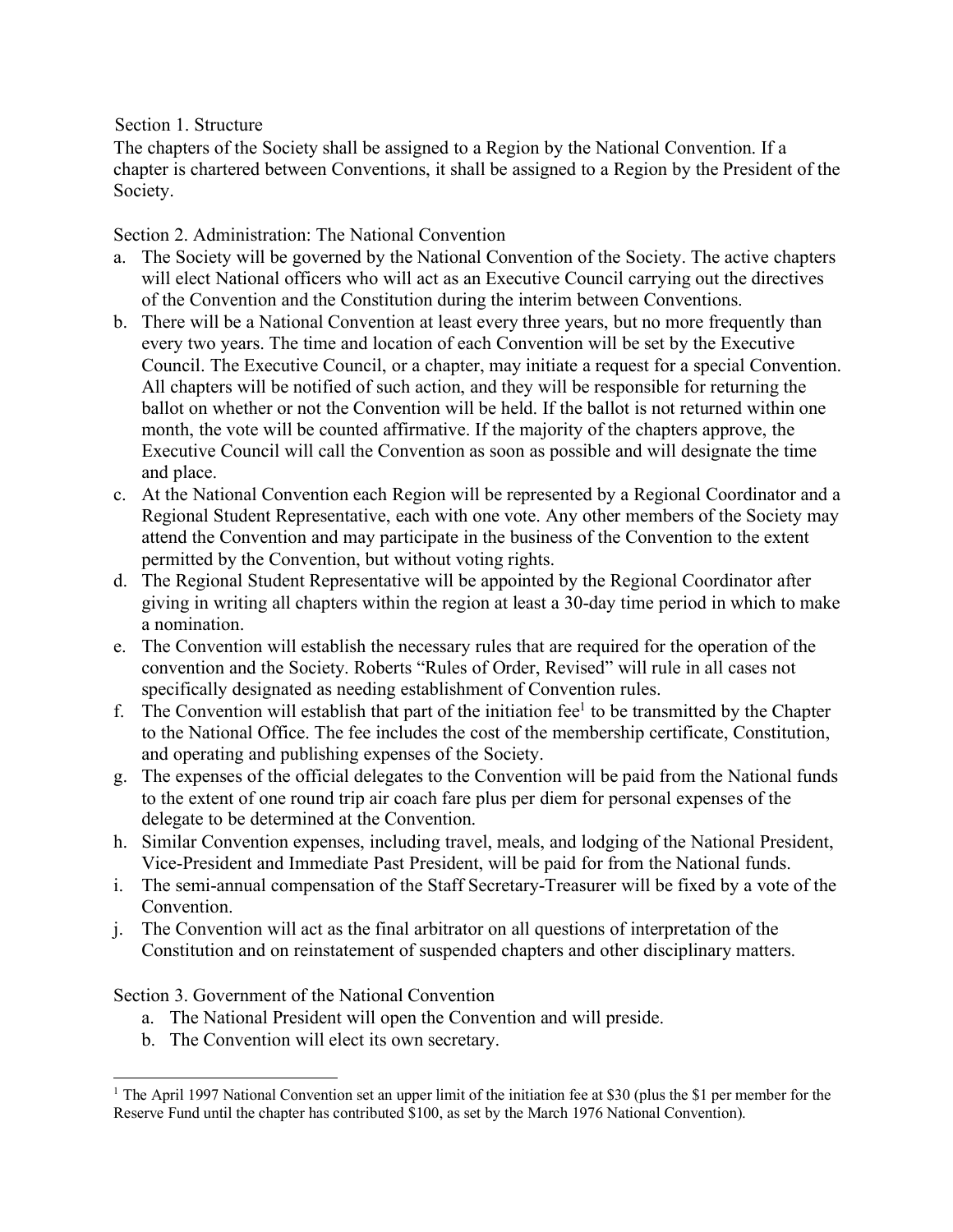Section 1. Structure

The chapters of the Society shall be assigned to a Region by the National Convention. If a chapter is chartered between Conventions, it shall be assigned to a Region by the President of the Society.

Section 2. Administration: The National Convention

a. The Society will be governed by the National Convention of the Society. The active chapters will elect National officers who will act as an Executive Council carrying out the directives of the Convention and the Constitution during the interim between Conventions.
b. There will be a National Convention at least every three years, but no more frequently than every two years. The time and location of each Convention will be set by the Executive Council. The Executive Council, or a chapter, may initiate a request for a special Convention. All chapters will be notified of such action, and they will be responsible for returning the ballot on whether or not the Convention will be held. If the ballot is not returned within one month, the vote will be counted affirmative. If the majority of the chapters approve, the Executive Council will call the Convention as soon as possible and will designate the time and place.
c. At the National Convention each Region will be represented by a Regional Coordinator and a Regional Student Representative, each with one vote. Any other members of the Society may attend the Convention and may participate in the business of the Convention to the extent permitted by the Convention, but without voting rights.
d. The Regional Student Representative will be appointed by the Regional Coordinator after giving in writing all chapters within the region at least a 30-day time period in which to make a nomination.
e. The Convention will establish the necessary rules that are required for the operation of the convention and the Society. Roberts "Rules of Order, Revised" will rule in all cases not specifically designated as needing establishment of Convention rules.
f. The Convention will establish that part of the initiation fee[1] to be transmitted by the Chapter to the National Office. The fee includes the cost of the membership certificate, Constitution, and operating and publishing expenses of the Society.
g. The expenses of the official delegates to the Convention will be paid from the National funds to the extent of one round trip air coach fare plus per diem for personal expenses of the delegate to be determined at the Convention.
h. Similar Convention expenses, including travel, meals, and lodging of the National President, Vice-President and Immediate Past President, will be paid for from the National funds.
i. The semi-annual compensation of the Staff Secretary-Treasurer will be fixed by a vote of the Convention.
j. The Convention will act as the final arbitrator on all questions of interpretation of the Constitution and on reinstatement of suspended chapters and other disciplinary matters.

Section 3. Government of the National Convention

a. The National President will open the Convention and will preside.
b. The Convention will elect its own secretary.

[1] The April 1997 National Convention set an upper limit of the initiation fee at $30 (plus the $1 per member for the Reserve Fund until the chapter has contributed $100, as set by the March 1976 National Convention).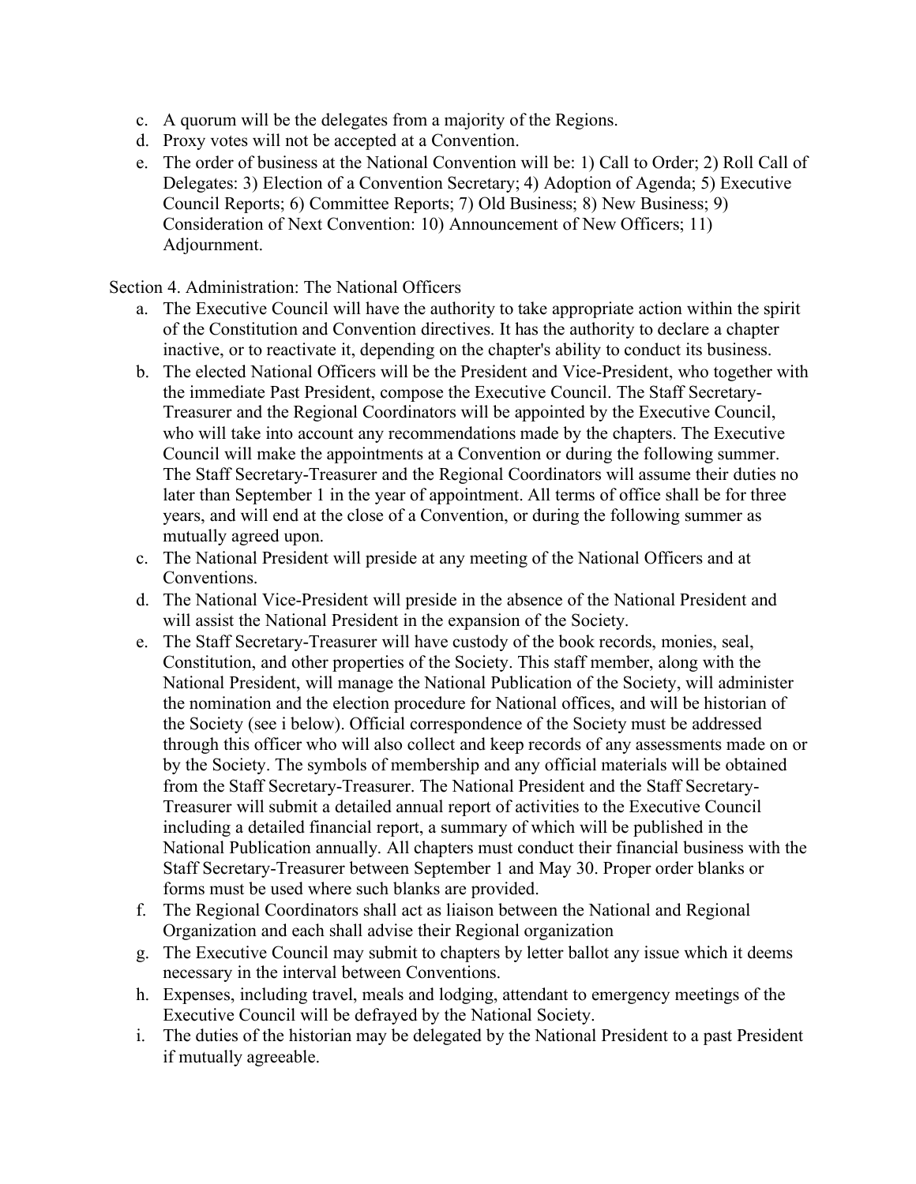c. A quorum will be the delegates from a majority of the Regions.
d. Proxy votes will not be accepted at a Convention.
e. The order of business at the National Convention will be: 1) Call to Order; 2) Roll Call of Delegates: 3) Election of a Convention Secretary; 4) Adoption of Agenda; 5) Executive Council Reports; 6) Committee Reports; 7) Old Business; 8) New Business; 9) Consideration of Next Convention: 10) Announcement of New Officers; 11) Adjournment.

Section 4. Administration: The National Officers

a. The Executive Council will have the authority to take appropriate action within the spirit of the Constitution and Convention directives. It has the authority to declare a chapter inactive, or to reactivate it, depending on the chapter's ability to conduct its business.
b. The elected National Officers will be the President and Vice-President, who together with the immediate Past President, compose the Executive Council. The Staff Secretary-Treasurer and the Regional Coordinators will be appointed by the Executive Council, who will take into account any recommendations made by the chapters. The Executive Council will make the appointments at a Convention or during the following summer. The Staff Secretary-Treasurer and the Regional Coordinators will assume their duties no later than September 1 in the year of appointment. All terms of office shall be for three years, and will end at the close of a Convention, or during the following summer as mutually agreed upon.
c. The National President will preside at any meeting of the National Officers and at Conventions.
d. The National Vice-President will preside in the absence of the National President and will assist the National President in the expansion of the Society.
e. The Staff Secretary-Treasurer will have custody of the book records, monies, seal, Constitution, and other properties of the Society. This staff member, along with the National President, will manage the National Publication of the Society, will administer the nomination and the election procedure for National offices, and will be historian of the Society (see i below). Official correspondence of the Society must be addressed through this officer who will also collect and keep records of any assessments made on or by the Society. The symbols of membership and any official materials will be obtained from the Staff Secretary-Treasurer. The National President and the Staff Secretary-Treasurer will submit a detailed annual report of activities to the Executive Council including a detailed financial report, a summary of which will be published in the National Publication annually. All chapters must conduct their financial business with the Staff Secretary-Treasurer between September 1 and May 30. Proper order blanks or forms must be used where such blanks are provided.
f. The Regional Coordinators shall act as liaison between the National and Regional Organization and each shall advise their Regional organization
g. The Executive Council may submit to chapters by letter ballot any issue which it deems necessary in the interval between Conventions.
h. Expenses, including travel, meals and lodging, attendant to emergency meetings of the Executive Council will be defrayed by the National Society.
i. The duties of the historian may be delegated by the National President to a past President if mutually agreeable.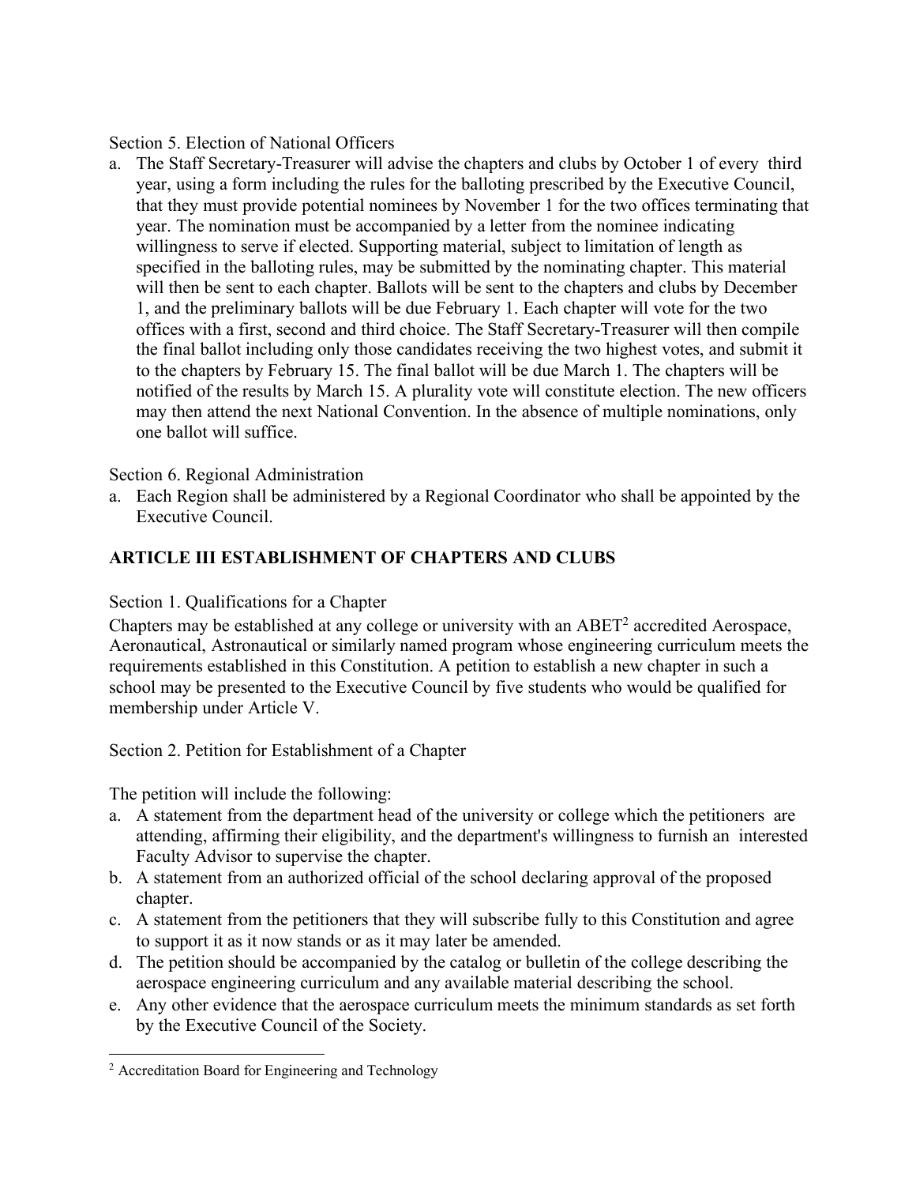Section 5. Election of National Officers

a. The Staff Secretary-Treasurer will advise the chapters and clubs by October 1 of every third year, using a form including the rules for the balloting prescribed by the Executive Council, that they must provide potential nominees by November 1 for the two offices terminating that year. The nomination must be accompanied by a letter from the nominee indicating willingness to serve if elected. Supporting material, subject to limitation of length as specified in the balloting rules, may be submitted by the nominating chapter. This material will then be sent to each chapter. Ballots will be sent to the chapters and clubs by December 1, and the preliminary ballots will be due February 1. Each chapter will vote for the two offices with a first, second and third choice. The Staff Secretary-Treasurer will then compile the final ballot including only those candidates receiving the two highest votes, and submit it to the chapters by February 15. The final ballot will be due March 1. The chapters will be notified of the results by March 15. A plurality vote will constitute election. The new officers may then attend the next National Convention. In the absence of multiple nominations, only one ballot will suffice.

Section 6. Regional Administration

a. Each Region shall be administered by a Regional Coordinator who shall be appointed by the Executive Council.

## ARTICLE III ESTABLISHMENT OF CHAPTERS AND CLUBS

Section 1. Qualifications for a Chapter

Chapters may be established at any college or university with an ABET[2] accredited Aerospace, Aeronautical, Astronautical or similarly named program whose engineering curriculum meets the requirements established in this Constitution. A petition to establish a new chapter in such a school may be presented to the Executive Council by five students who would be qualified for membership under Article V.

Section 2. Petition for Establishment of a Chapter

The petition will include the following:

a. A statement from the department head of the university or college which the petitioners are attending, affirming their eligibility, and the department's willingness to furnish an interested Faculty Advisor to supervise the chapter.
b. A statement from an authorized official of the school declaring approval of the proposed chapter.
c. A statement from the petitioners that they will subscribe fully to this Constitution and agree to support it as it now stands or as it may later be amended.
d. The petition should be accompanied by the catalog or bulletin of the college describing the aerospace engineering curriculum and any available material describing the school.
e. Any other evidence that the aerospace curriculum meets the minimum standards as set forth by the Executive Council of the Society.

---

[2] Accreditation Board for Engineering and Technology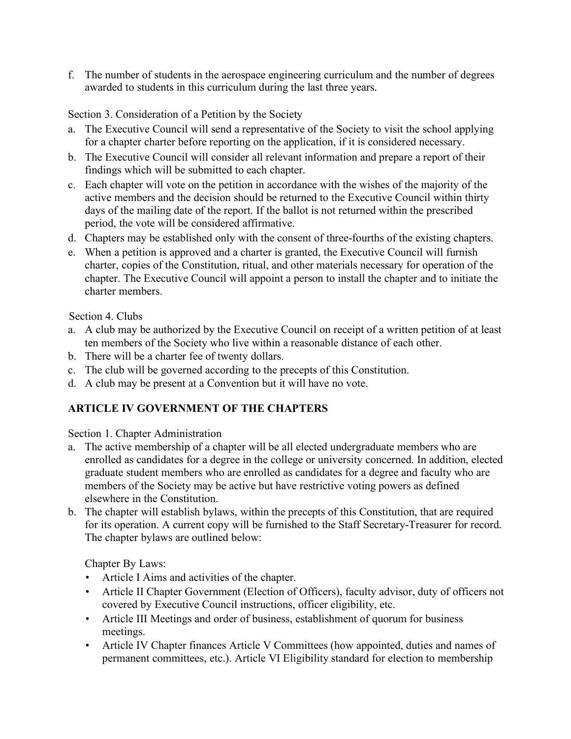f. The number of students in the aerospace engineering curriculum and the number of degrees awarded to students in this curriculum during the last three years.

Section 3. Consideration of a Petition by the Society

a. The Executive Council will send a representative of the Society to visit the school applying for a chapter charter before reporting on the application, if it is considered necessary.
b. The Executive Council will consider all relevant information and prepare a report of their findings which will be submitted to each chapter.
c. Each chapter will vote on the petition in accordance with the wishes of the majority of the active members and the decision should be returned to the Executive Council within thirty days of the mailing date of the report. If the ballot is not returned within the prescribed period, the vote will be considered affirmative.
d. Chapters may be established only with the consent of three-fourths of the existing chapters.
e. When a petition is approved and a charter is granted, the Executive Council will furnish charter, copies of the Constitution, ritual, and other materials necessary for operation of the chapter. The Executive Council will appoint a person to install the chapter and to initiate the charter members.

Section 4. Clubs

a. A club may be authorized by the Executive Council on receipt of a written petition of at least ten members of the Society who live within a reasonable distance of each other.
b. There will be a charter fee of twenty dollars.
c. The club will be governed according to the precepts of this Constitution.
d. A club may be present at a Convention but it will have no vote.

## ARTICLE IV GOVERNMENT OF THE CHAPTERS

Section 1. Chapter Administration

a. The active membership of a chapter will be all elected undergraduate members who are enrolled as candidates for a degree in the college or university concerned. In addition, elected graduate student members who are enrolled as candidates for a degree and faculty who are members of the Society may be active but have restrictive voting powers as defined elsewhere in the Constitution.
b. The chapter will establish bylaws, within the precepts of this Constitution, that are required for its operation. A current copy will be furnished to the Staff Secretary-Treasurer for record. The chapter bylaws are outlined below:

   Chapter By Laws:

   - Article I Aims and activities of the chapter.
   - Article II Chapter Government (Election of Officers), faculty advisor, duty of officers not covered by Executive Council instructions, officer eligibility, etc.
   - Article III Meetings and order of business, establishment of quorum for business meetings.
   - Article IV Chapter finances Article V Committees (how appointed, duties and names of permanent committees, etc.). Article VI Eligibility standard for election to membership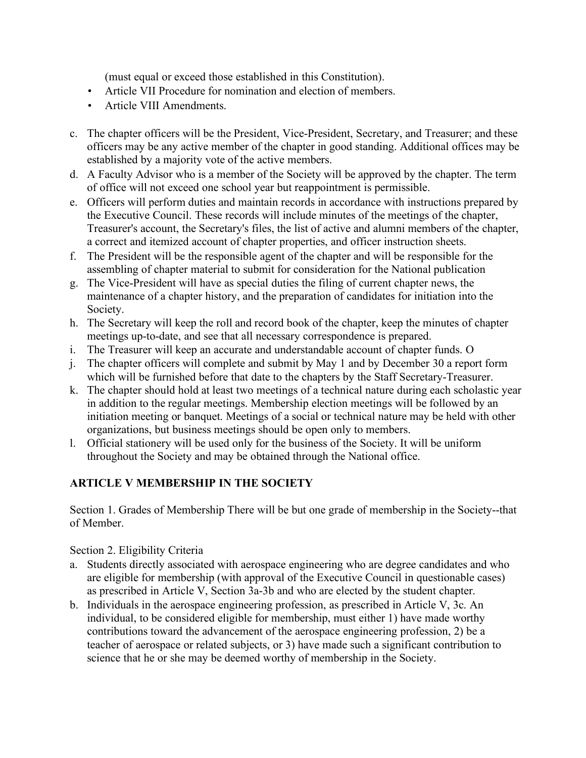(must equal or exceed those established in this Constitution).

- Article VII Procedure for nomination and election of members.
- Article VIII Amendments.

c. The chapter officers will be the President, Vice-President, Secretary, and Treasurer; and these officers may be any active member of the chapter in good standing. Additional offices may be established by a majority vote of the active members.
d. A Faculty Advisor who is a member of the Society will be approved by the chapter. The term of office will not exceed one school year but reappointment is permissible.
e. Officers will perform duties and maintain records in accordance with instructions prepared by the Executive Council. These records will include minutes of the meetings of the chapter, Treasurer's account, the Secretary's files, the list of active and alumni members of the chapter, a correct and itemized account of chapter properties, and officer instruction sheets.
f. The President will be the responsible agent of the chapter and will be responsible for the assembling of chapter material to submit for consideration for the National publication
g. The Vice-President will have as special duties the filing of current chapter news, the maintenance of a chapter history, and the preparation of candidates for initiation into the Society.
h. The Secretary will keep the roll and record book of the chapter, keep the minutes of chapter meetings up-to-date, and see that all necessary correspondence is prepared.
i. The Treasurer will keep an accurate and understandable account of chapter funds. O
j. The chapter officers will complete and submit by May 1 and by December 30 a report form which will be furnished before that date to the chapters by the Staff Secretary-Treasurer.
k. The chapter should hold at least two meetings of a technical nature during each scholastic year in addition to the regular meetings. Membership election meetings will be followed by an initiation meeting or banquet. Meetings of a social or technical nature may be held with other organizations, but business meetings should be open only to members.
l. Official stationery will be used only for the business of the Society. It will be uniform throughout the Society and may be obtained through the National office.

## ARTICLE V MEMBERSHIP IN THE SOCIETY

Section 1. Grades of Membership There will be but one grade of membership in the Society--that of Member.

Section 2. Eligibility Criteria

a. Students directly associated with aerospace engineering who are degree candidates and who are eligible for membership (with approval of the Executive Council in questionable cases) as prescribed in Article V, Section 3a-3b and who are elected by the student chapter.
b. Individuals in the aerospace engineering profession, as prescribed in Article V, 3c. An individual, to be considered eligible for membership, must either 1) have made worthy contributions toward the advancement of the aerospace engineering profession, 2) be a teacher of aerospace or related subjects, or 3) have made such a significant contribution to science that he or she may be deemed worthy of membership in the Society.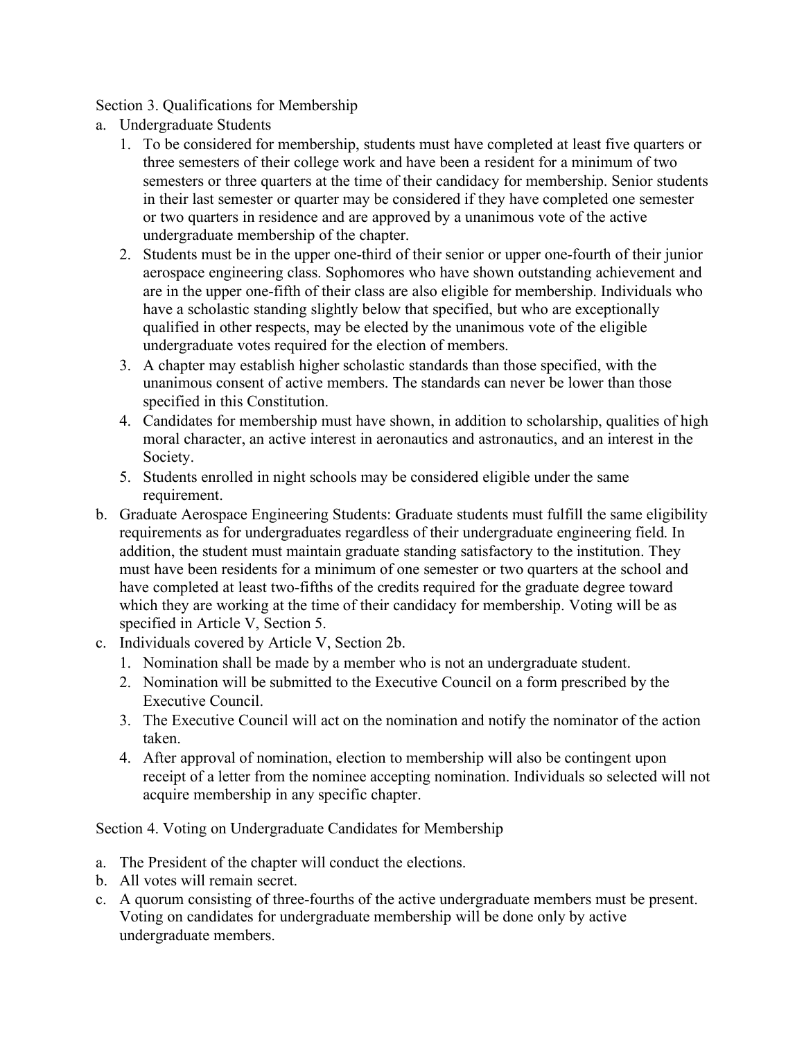Section 3. Qualifications for Membership

a. Undergraduate Students
   1. To be considered for membership, students must have completed at least five quarters or three semesters of their college work and have been a resident for a minimum of two semesters or three quarters at the time of their candidacy for membership. Senior students in their last semester or quarter may be considered if they have completed one semester or two quarters in residence and are approved by a unanimous vote of the active undergraduate membership of the chapter.
   2. Students must be in the upper one-third of their senior or upper one-fourth of their junior aerospace engineering class. Sophomores who have shown outstanding achievement and are in the upper one-fifth of their class are also eligible for membership. Individuals who have a scholastic standing slightly below that specified, but who are exceptionally qualified in other respects, may be elected by the unanimous vote of the eligible undergraduate votes required for the election of members.
   3. A chapter may establish higher scholastic standards than those specified, with the unanimous consent of active members. The standards can never be lower than those specified in this Constitution.
   4. Candidates for membership must have shown, in addition to scholarship, qualities of high moral character, an active interest in aeronautics and astronautics, and an interest in the Society.
   5. Students enrolled in night schools may be considered eligible under the same requirement.
b. Graduate Aerospace Engineering Students: Graduate students must fulfill the same eligibility requirements as for undergraduates regardless of their undergraduate engineering field. In addition, the student must maintain graduate standing satisfactory to the institution. They must have been residents for a minimum of one semester or two quarters at the school and have completed at least two-fifths of the credits required for the graduate degree toward which they are working at the time of their candidacy for membership. Voting will be as specified in Article V, Section 5.
c. Individuals covered by Article V, Section 2b.
   1. Nomination shall be made by a member who is not an undergraduate student.
   2. Nomination will be submitted to the Executive Council on a form prescribed by the Executive Council.
   3. The Executive Council will act on the nomination and notify the nominator of the action taken.
   4. After approval of nomination, election to membership will also be contingent upon receipt of a letter from the nominee accepting nomination. Individuals so selected will not acquire membership in any specific chapter.

Section 4. Voting on Undergraduate Candidates for Membership

a. The President of the chapter will conduct the elections.
b. All votes will remain secret.
c. A quorum consisting of three-fourths of the active undergraduate members must be present. Voting on candidates for undergraduate membership will be done only by active undergraduate members.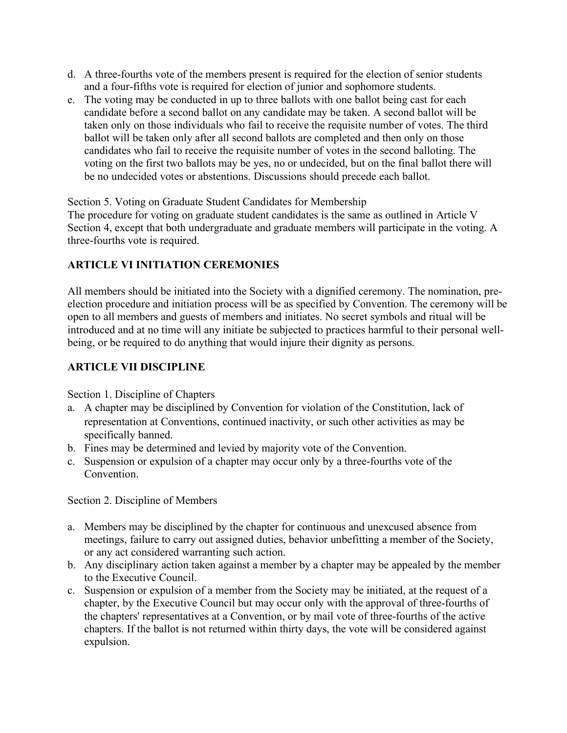d. A three-fourths vote of the members present is required for the election of senior students and a four-fifths vote is required for election of junior and sophomore students.
e. The voting may be conducted in up to three ballots with one ballot being cast for each candidate before a second ballot on any candidate may be taken. A second ballot will be taken only on those individuals who fail to receive the requisite number of votes. The third ballot will be taken only after all second ballots are completed and then only on those candidates who fail to receive the requisite number of votes in the second balloting. The voting on the first two ballots may be yes, no or undecided, but on the final ballot there will be no undecided votes or abstentions. Discussions should precede each ballot.

Section 5. Voting on Graduate Student Candidates for Membership
The procedure for voting on graduate student candidates is the same as outlined in Article V Section 4, except that both undergraduate and graduate members will participate in the voting. A three-fourths vote is required.

## ARTICLE VI INITIATION CEREMONIES

All members should be initiated into the Society with a dignified ceremony. The nomination, pre-election procedure and initiation process will be as specified by Convention. The ceremony will be open to all members and guests of members and initiates. No secret symbols and ritual will be introduced and at no time will any initiate be subjected to practices harmful to their personal well-being, or be required to do anything that would injure their dignity as persons.

## ARTICLE VII DISCIPLINE

Section 1. Discipline of Chapters

a. A chapter may be disciplined by Convention for violation of the Constitution, lack of representation at Conventions, continued inactivity, or such other activities as may be specifically banned.
b. Fines may be determined and levied by majority vote of the Convention.
c. Suspension or expulsion of a chapter may occur only by a three-fourths vote of the Convention.

Section 2. Discipline of Members

a. Members may be disciplined by the chapter for continuous and unexcused absence from meetings, failure to carry out assigned duties, behavior unbefitting a member of the Society, or any act considered warranting such action.
b. Any disciplinary action taken against a member by a chapter may be appealed by the member to the Executive Council.
c. Suspension or expulsion of a member from the Society may be initiated, at the request of a chapter, by the Executive Council but may occur only with the approval of three-fourths of the chapters' representatives at a Convention, or by mail vote of three-fourths of the active chapters. If the ballot is not returned within thirty days, the vote will be considered against expulsion.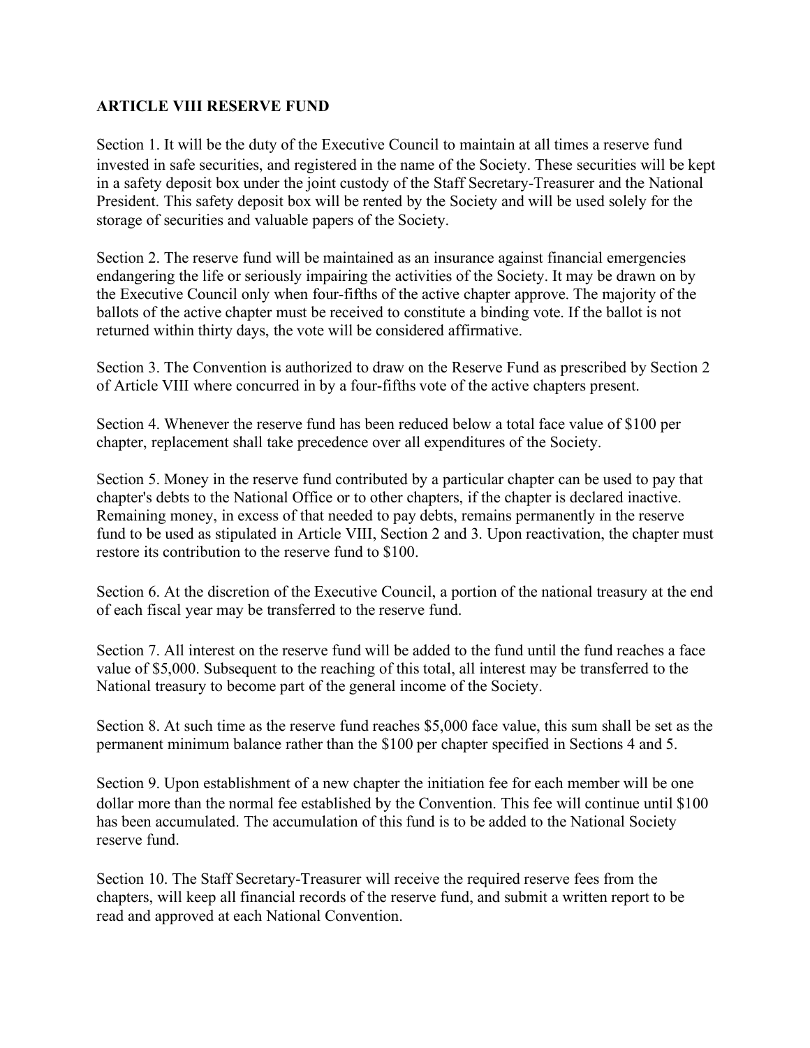## ARTICLE VIII RESERVE FUND

Section 1. It will be the duty of the Executive Council to maintain at all times a reserve fund invested in safe securities, and registered in the name of the Society. These securities will be kept in a safety deposit box under the joint custody of the Staff Secretary-Treasurer and the National President. This safety deposit box will be rented by the Society and will be used solely for the storage of securities and valuable papers of the Society.

Section 2. The reserve fund will be maintained as an insurance against financial emergencies endangering the life or seriously impairing the activities of the Society. It may be drawn on by the Executive Council only when four-fifths of the active chapter approve. The majority of the ballots of the active chapter must be received to constitute a binding vote. If the ballot is not returned within thirty days, the vote will be considered affirmative.

Section 3. The Convention is authorized to draw on the Reserve Fund as prescribed by Section 2 of Article VIII where concurred in by a four-fifths vote of the active chapters present.

Section 4. Whenever the reserve fund has been reduced below a total face value of $100 per chapter, replacement shall take precedence over all expenditures of the Society.

Section 5. Money in the reserve fund contributed by a particular chapter can be used to pay that chapter's debts to the National Office or to other chapters, if the chapter is declared inactive. Remaining money, in excess of that needed to pay debts, remains permanently in the reserve fund to be used as stipulated in Article VIII, Section 2 and 3. Upon reactivation, the chapter must restore its contribution to the reserve fund to $100.

Section 6. At the discretion of the Executive Council, a portion of the national treasury at the end of each fiscal year may be transferred to the reserve fund.

Section 7. All interest on the reserve fund will be added to the fund until the fund reaches a face value of $5,000. Subsequent to the reaching of this total, all interest may be transferred to the National treasury to become part of the general income of the Society.

Section 8. At such time as the reserve fund reaches $5,000 face value, this sum shall be set as the permanent minimum balance rather than the $100 per chapter specified in Sections 4 and 5.

Section 9. Upon establishment of a new chapter the initiation fee for each member will be one dollar more than the normal fee established by the Convention. This fee will continue until $100 has been accumulated. The accumulation of this fund is to be added to the National Society reserve fund.

Section 10. The Staff Secretary-Treasurer will receive the required reserve fees from the chapters, will keep all financial records of the reserve fund, and submit a written report to be read and approved at each National Convention.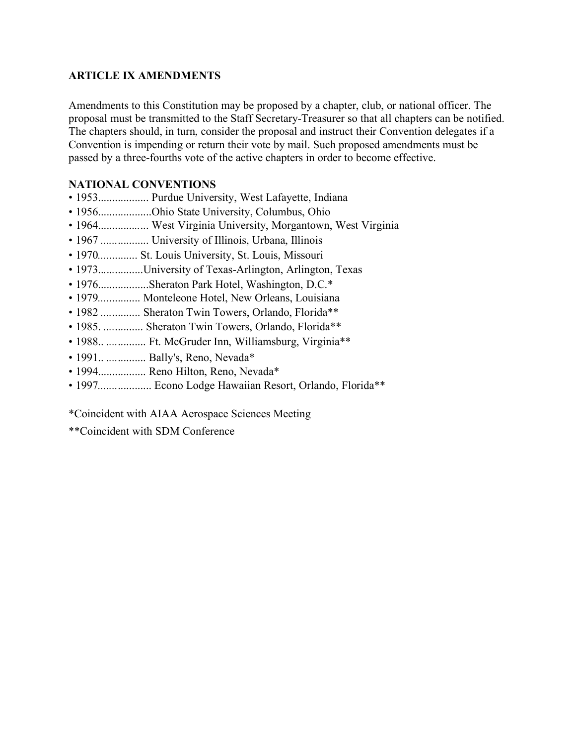**ARTICLE IX AMENDMENTS**

Amendments to this Constitution may be proposed by a chapter, club, or national officer. The proposal must be transmitted to the Staff Secretary-Treasurer so that all chapters can be notified. The chapters should, in turn, consider the proposal and instruct their Convention delegates if a Convention is impending or return their vote by mail. Such proposed amendments must be passed by a three-fourths vote of the active chapters in order to become effective.

**NATIONAL CONVENTIONS**

- 1953.................. Purdue University, West Lafayette, Indiana
- 1956...................Ohio State University, Columbus, Ohio
- 1964.................. West Virginia University, Morgantown, West Virginia
- 1967 ................. University of Illinois, Urbana, Illinois
- 1970.............. St. Louis University, St. Louis, Missouri
- 1973................University of Texas-Arlington, Arlington, Texas
- 1976..................Sheraton Park Hotel, Washington, D.C.*
- 1979............... Monteleone Hotel, New Orleans, Louisiana
- 1982 .............. Sheraton Twin Towers, Orlando, Florida**
- 1985. .............. Sheraton Twin Towers, Orlando, Florida**
- 1988.. .............. Ft. McGruder Inn, Williamsburg, Virginia**
- 1991.. .............. Bally's, Reno, Nevada*
- 1994................. Reno Hilton, Reno, Nevada*
- 1997................... Econo Lodge Hawaiian Resort, Orlando, Florida**

*Coincident with AIAA Aerospace Sciences Meeting

**Coincident with SDM Conference